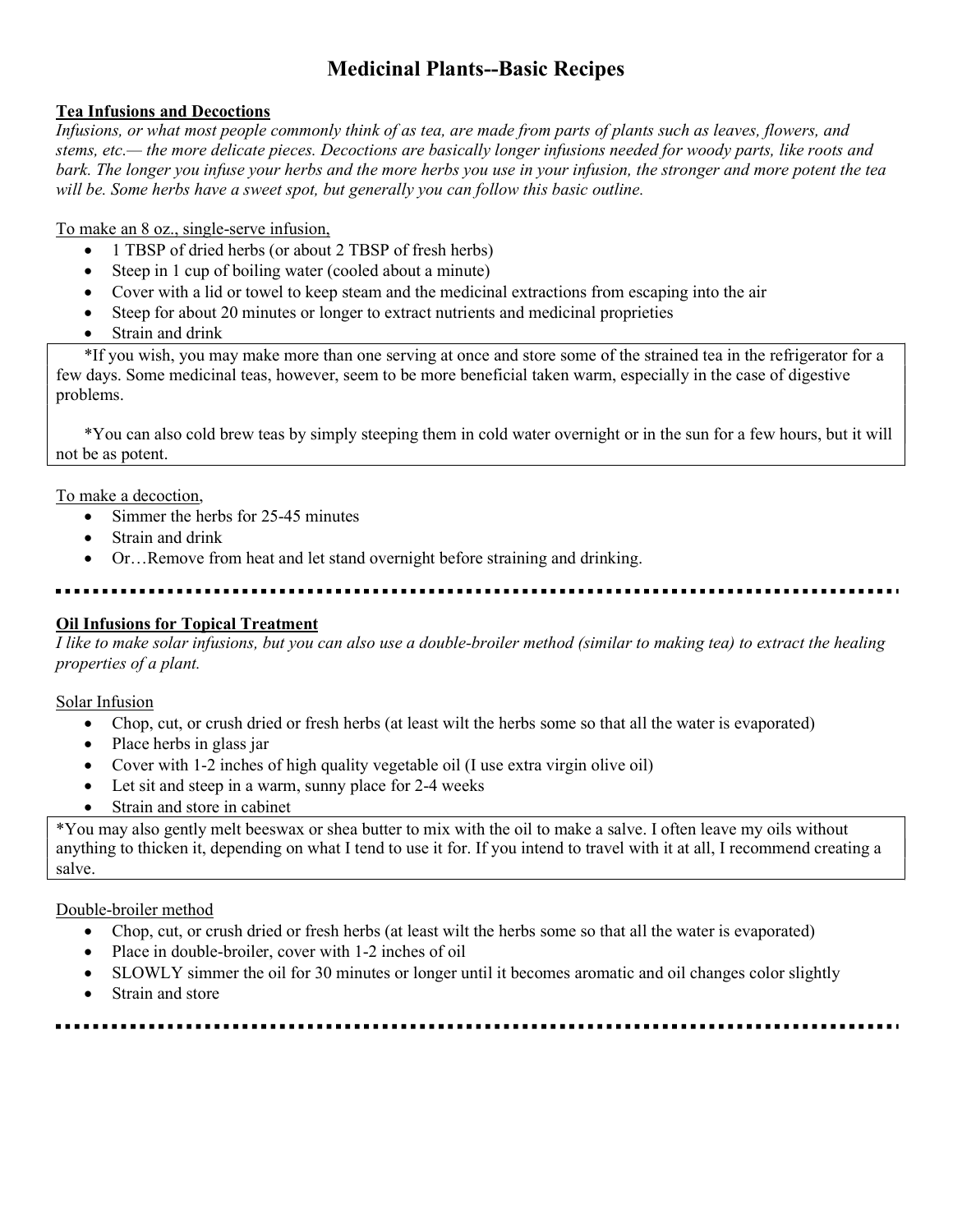# Medicinal Plants--Basic Recipes

## Tea Infusions and Decoctions

*Infusions, or what most people commonly think of as tea, are made from parts of plants such as leaves, flowers, and stems, etc.— the more delicate pieces. Decoctions are basically longer infusions needed for woody parts, like roots and bark. The longer you infuse your herbs and the more herbs you use in your infusion, the stronger and more potent the tea will be. Some herbs have a sweet spot, but generally you can follow this basic outline.*

To make an 8 oz., single-serve infusion,

- 1 TBSP of dried herbs (or about 2 TBSP of fresh herbs)
- Steep in 1 cup of boiling water (cooled about a minute)
- Cover with a lid or towel to keep steam and the medicinal extractions from escaping into the air
- Steep for about 20 minutes or longer to extract nutrients and medicinal proprieties
- Strain and drink

*If you wish, you may make more than one serving at once and store some of the strained tea in the refrigerator for a few days. Some medicinal teas, however, seem to be more beneficial taken warm, especially in the case of digestive problems.

*You can also cold brew teas by simply steeping them in cold water overnight or in the sun for a few hours, but it will not be as potent.

To make a decoction,

- Simmer the herbs for 25-45 minutes
- Strain and drink
- Or…Remove from heat and let stand overnight before straining and drinking.

---

## Oil Infusions for Topical Treatment

*I like to make solar infusions, but you can also use a double-broiler method (similar to making tea) to extract the healing properties of a plant.*

Solar Infusion

- Chop, cut, or crush dried or fresh herbs (at least wilt the herbs some so that all the water is evaporated)
- Place herbs in glass jar
- Cover with 1-2 inches of high quality vegetable oil (I use extra virgin olive oil)
- Let sit and steep in a warm, sunny place for 2-4 weeks
- Strain and store in cabinet

*You may also gently melt beeswax or shea butter to mix with the oil to make a salve. I often leave my oils without anything to thicken it, depending on what I tend to use it for. If you intend to travel with it at all, I recommend creating a salve.

Double-broiler method

- Chop, cut, or crush dried or fresh herbs (at least wilt the herbs some so that all the water is evaporated)
- Place in double-broiler, cover with 1-2 inches of oil
- SLOWLY simmer the oil for 30 minutes or longer until it becomes aromatic and oil changes color slightly
- Strain and store

---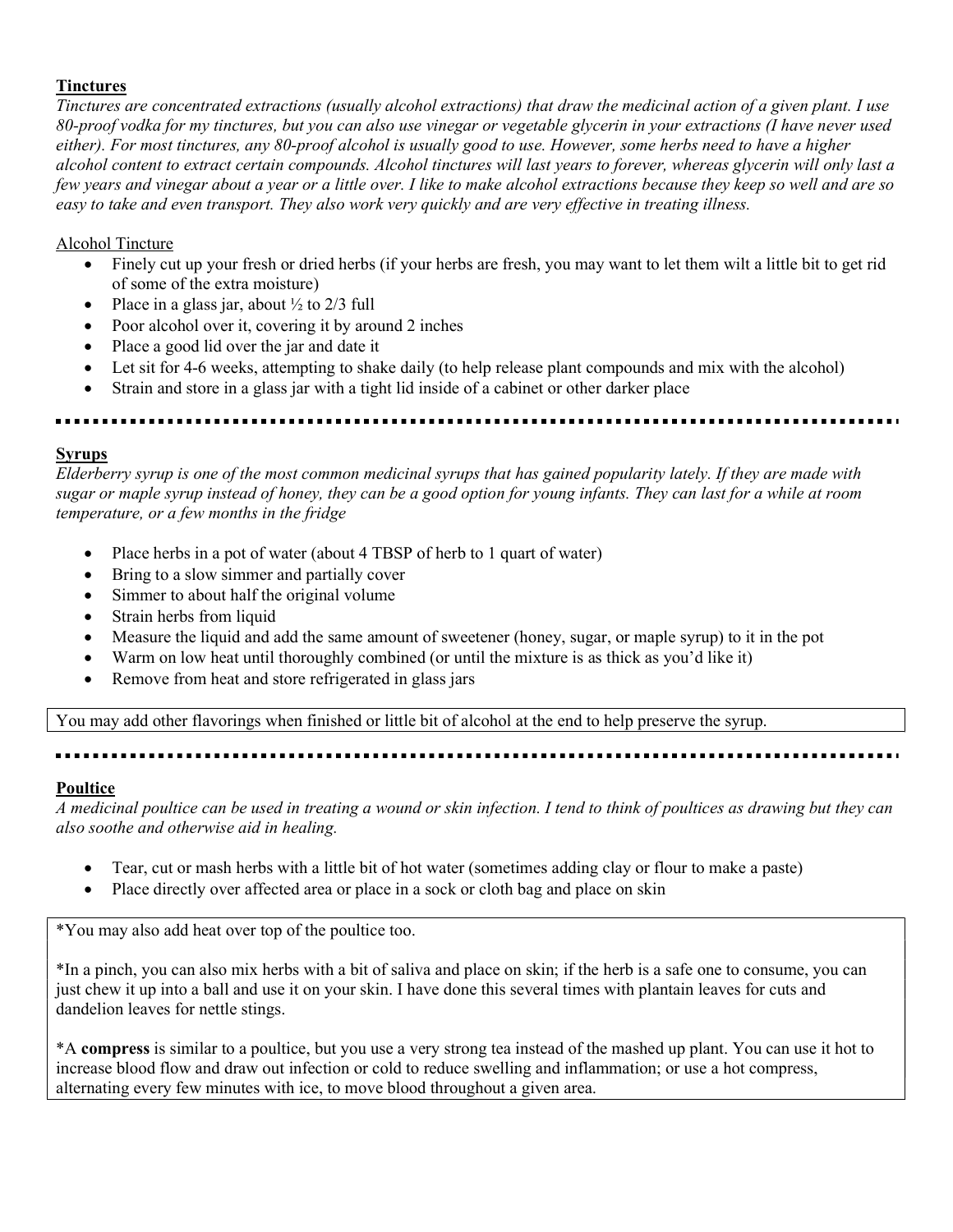## Tinctures

*Tinctures are concentrated extractions (usually alcohol extractions) that draw the medicinal action of a given plant. I use 80-proof vodka for my tinctures, but you can also use vinegar or vegetable glycerin in your extractions (I have never used either). For most tinctures, any 80-proof alcohol is usually good to use. However, some herbs need to have a higher alcohol content to extract certain compounds. Alcohol tinctures will last years to forever, whereas glycerin will only last a few years and vinegar about a year or a little over. I like to make alcohol extractions because they keep so well and are so easy to take and even transport. They also work very quickly and are very effective in treating illness.*

### Alcohol Tincture

- Finely cut up your fresh or dried herbs (if your herbs are fresh, you may want to let them wilt a little bit to get rid of some of the extra moisture)
- Place in a glass jar, about ½ to 2/3 full
- Poor alcohol over it, covering it by around 2 inches
- Place a good lid over the jar and date it
- Let sit for 4-6 weeks, attempting to shake daily (to help release plant compounds and mix with the alcohol)
- Strain and store in a glass jar with a tight lid inside of a cabinet or other darker place

---

## Syrups

*Elderberry syrup is one of the most common medicinal syrups that has gained popularity lately. If they are made with sugar or maple syrup instead of honey, they can be a good option for young infants. They can last for a while at room temperature, or a few months in the fridge*

- Place herbs in a pot of water (about 4 TBSP of herb to 1 quart of water)
- Bring to a slow simmer and partially cover
- Simmer to about half the original volume
- Strain herbs from liquid
- Measure the liquid and add the same amount of sweetener (honey, sugar, or maple syrup) to it in the pot
- Warm on low heat until thoroughly combined (or until the mixture is as thick as you'd like it)
- Remove from heat and store refrigerated in glass jars

You may add other flavorings when finished or little bit of alcohol at the end to help preserve the syrup.

---

## Poultice

*A medicinal poultice can be used in treating a wound or skin infection. I tend to think of poultices as drawing but they can also soothe and otherwise aid in healing.*

- Tear, cut or mash herbs with a little bit of hot water (sometimes adding clay or flour to make a paste)
- Place directly over affected area or place in a sock or cloth bag and place on skin

*You may also add heat over top of the poultice too.

*In a pinch, you can also mix herbs with a bit of saliva and place on skin; if the herb is a safe one to consume, you can just chew it up into a ball and use it on your skin. I have done this several times with plantain leaves for cuts and dandelion leaves for nettle stings.

*A **compress** is similar to a poultice, but you use a very strong tea instead of the mashed up plant. You can use it hot to increase blood flow and draw out infection or cold to reduce swelling and inflammation; or use a hot compress, alternating every few minutes with ice, to move blood throughout a given area.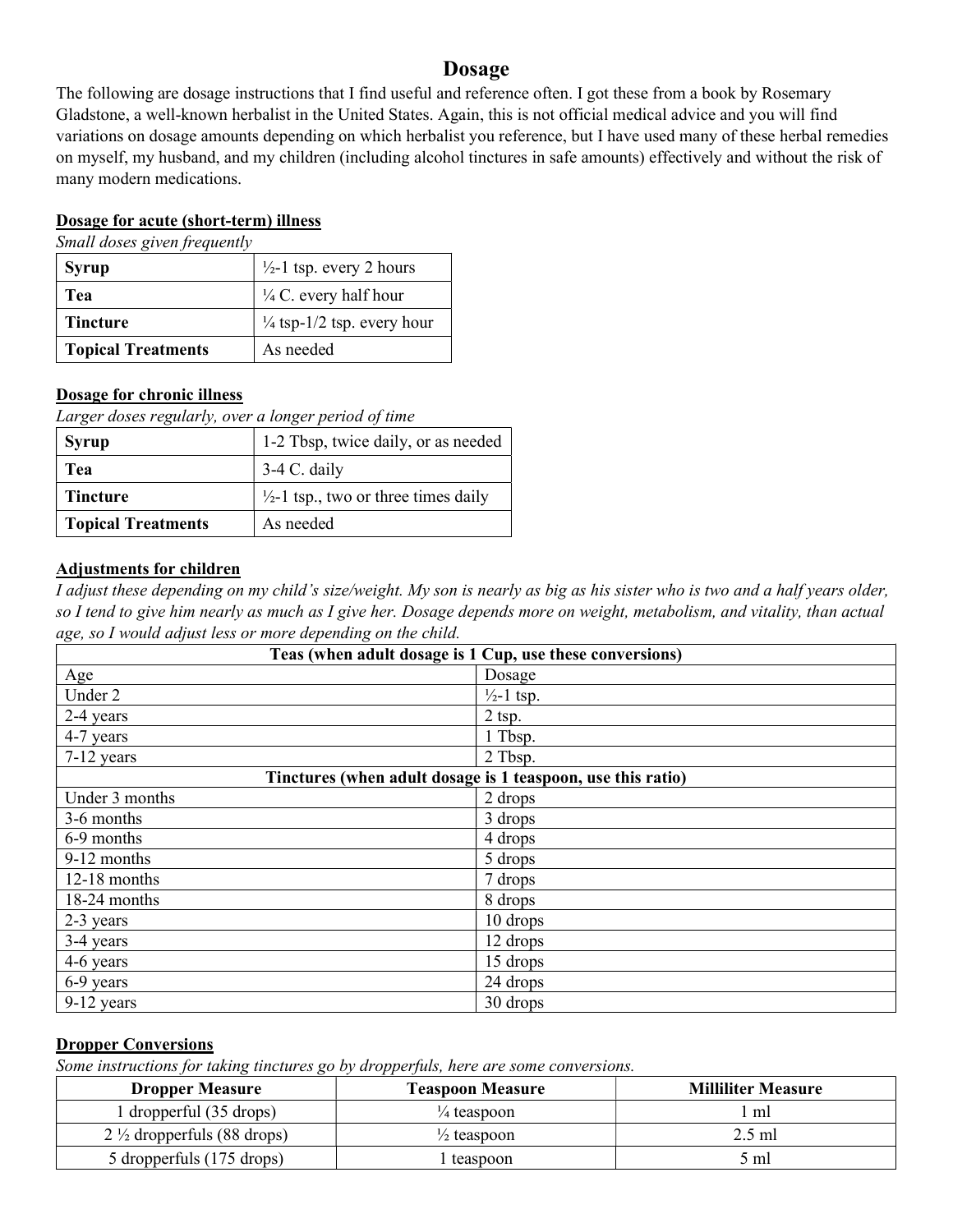# Dosage

The following are dosage instructions that I find useful and reference often. I got these from a book by Rosemary Gladstone, a well-known herbalist in the United States. Again, this is not official medical advice and you will find variations on dosage amounts depending on which herbalist you reference, but I have used many of these herbal remedies on myself, my husband, and my children (including alcohol tinctures in safe amounts) effectively and without the risk of many modern medications.

## Dosage for acute (short-term) illness

*Small doses given frequently*

| | |
|---|---|
| **Syrup** | ½-1 tsp. every 2 hours |
| **Tea** | ¼ C. every half hour |
| **Tincture** | ¼ tsp-1/2 tsp. every hour |
| **Topical Treatments** | As needed |

## Dosage for chronic illness

*Larger doses regularly, over a longer period of time*

| | |
|---|---|
| **Syrup** | 1-2 Tbsp, twice daily, or as needed |
| **Tea** | 3-4 C. daily |
| **Tincture** | ½-1 tsp., two or three times daily |
| **Topical Treatments** | As needed |

## Adjustments for children

*I adjust these depending on my child's size/weight. My son is nearly as big as his sister who is two and a half years older, so I tend to give him nearly as much as I give her. Dosage depends more on weight, metabolism, and vitality, than actual age, so I would adjust less or more depending on the child.*

| **Teas (when adult dosage is 1 Cup, use these conversions)** | |
|---|---|
| Age | Dosage |
| Under 2 | ½-1 tsp. |
| 2-4 years | 2 tsp. |
| 4-7 years | 1 Tbsp. |
| 7-12 years | 2 Tbsp. |
| **Tinctures (when adult dosage is 1 teaspoon, use this ratio)** | |
| Under 3 months | 2 drops |
| 3-6 months | 3 drops |
| 6-9 months | 4 drops |
| 9-12 months | 5 drops |
| 12-18 months | 7 drops |
| 18-24 months | 8 drops |
| 2-3 years | 10 drops |
| 3-4 years | 12 drops |
| 4-6 years | 15 drops |
| 6-9 years | 24 drops |
| 9-12 years | 30 drops |

## Dropper Conversions

*Some instructions for taking tinctures go by dropperfuls, here are some conversions.*

| Dropper Measure | Teaspoon Measure | Milliliter Measure |
|---|---|---|
| 1 dropperful (35 drops) | ¼ teaspoon | 1 ml |
| 2 ½ dropperfuls (88 drops) | ½ teaspoon | 2.5 ml |
| 5 dropperfuls (175 drops) | 1 teaspoon | 5 ml |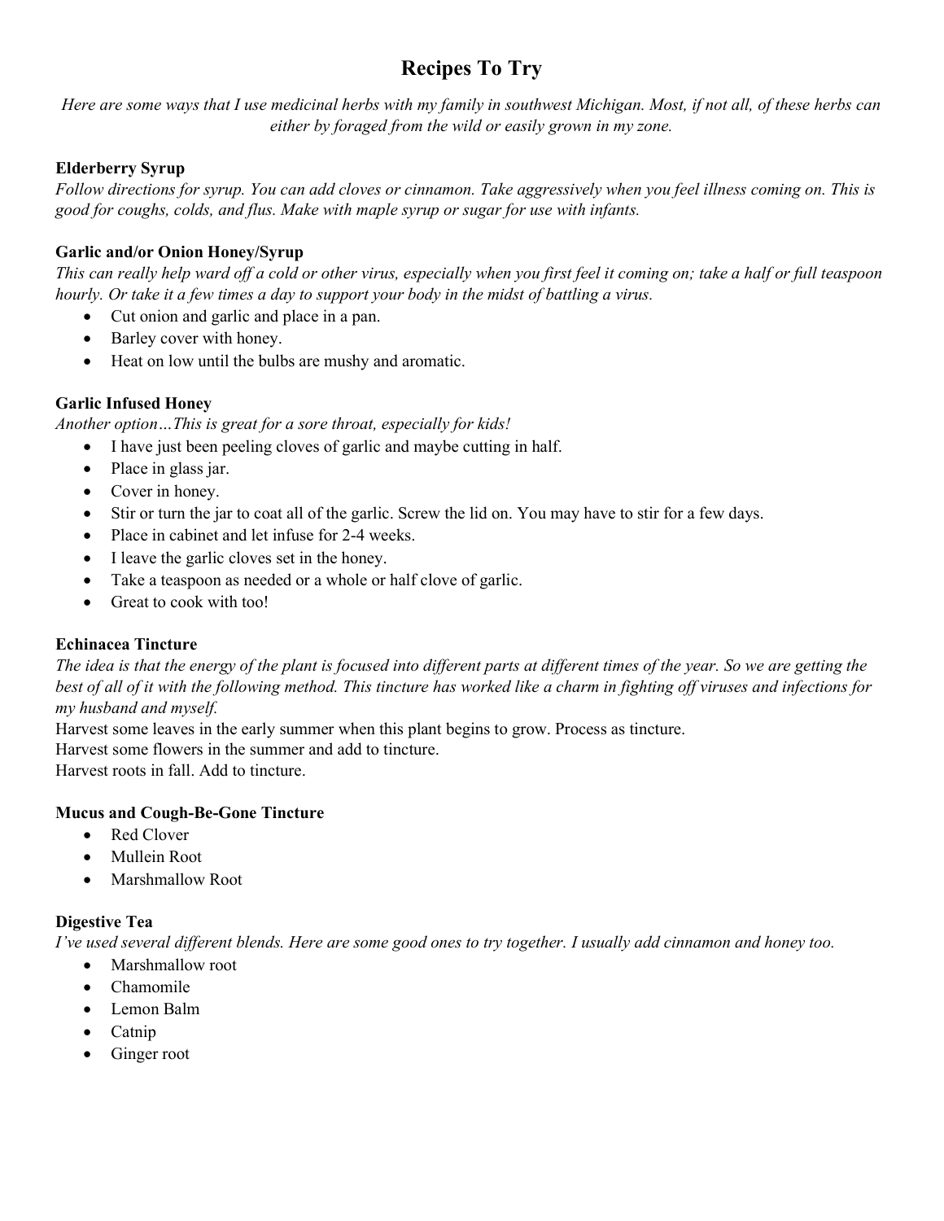# Recipes To Try

*Here are some ways that I use medicinal herbs with my family in southwest Michigan. Most, if not all, of these herbs can either by foraged from the wild or easily grown in my zone.*

**Elderberry Syrup**

*Follow directions for syrup. You can add cloves or cinnamon. Take aggressively when you feel illness coming on. This is good for coughs, colds, and flus. Make with maple syrup or sugar for use with infants.*

**Garlic and/or Onion Honey/Syrup**

*This can really help ward off a cold or other virus, especially when you first feel it coming on; take a half or full teaspoon hourly. Or take it a few times a day to support your body in the midst of battling a virus.*

- Cut onion and garlic and place in a pan.
- Barley cover with honey.
- Heat on low until the bulbs are mushy and aromatic.

**Garlic Infused Honey**

*Another option…This is great for a sore throat, especially for kids!*

- I have just been peeling cloves of garlic and maybe cutting in half.
- Place in glass jar.
- Cover in honey.
- Stir or turn the jar to coat all of the garlic. Screw the lid on. You may have to stir for a few days.
- Place in cabinet and let infuse for 2-4 weeks.
- I leave the garlic cloves set in the honey.
- Take a teaspoon as needed or a whole or half clove of garlic.
- Great to cook with too!

**Echinacea Tincture**

*The idea is that the energy of the plant is focused into different parts at different times of the year. So we are getting the best of all of it with the following method. This tincture has worked like a charm in fighting off viruses and infections for my husband and myself.*

Harvest some leaves in the early summer when this plant begins to grow. Process as tincture.
Harvest some flowers in the summer and add to tincture.
Harvest roots in fall. Add to tincture.

**Mucus and Cough-Be-Gone Tincture**

- Red Clover
- Mullein Root
- Marshmallow Root

**Digestive Tea**

*I've used several different blends. Here are some good ones to try together. I usually add cinnamon and honey too.*

- Marshmallow root
- Chamomile
- Lemon Balm
- Catnip
- Ginger root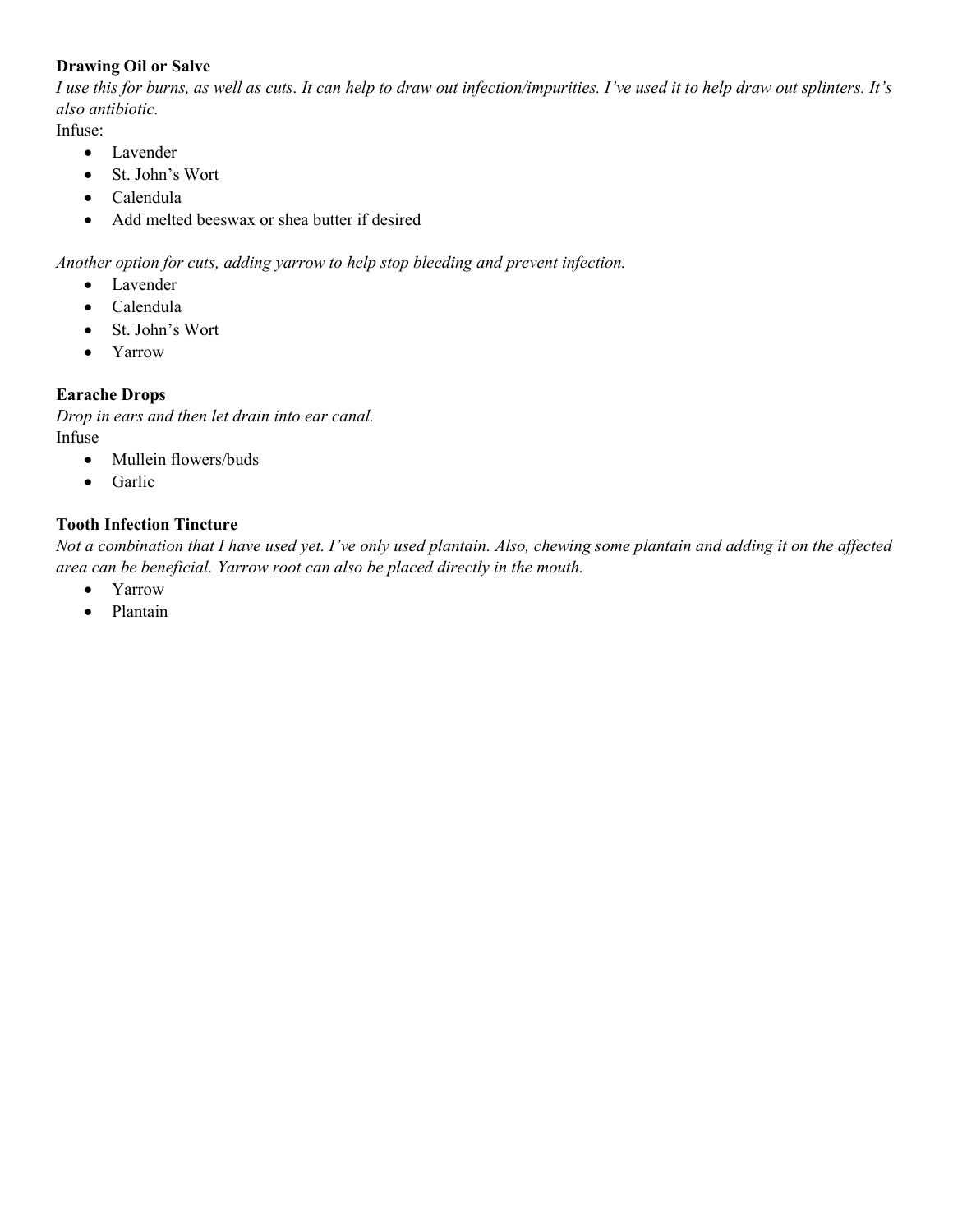**Drawing Oil or Salve**

*I use this for burns, as well as cuts. It can help to draw out infection/impurities. I've used it to help draw out splinters. It's also antibiotic.*

Infuse:

- Lavender
- St. John's Wort
- Calendula
- Add melted beeswax or shea butter if desired

*Another option for cuts, adding yarrow to help stop bleeding and prevent infection.*

- Lavender
- Calendula
- St. John's Wort
- Yarrow

**Earache Drops**

*Drop in ears and then let drain into ear canal.*

Infuse

- Mullein flowers/buds
- Garlic

**Tooth Infection Tincture**

*Not a combination that I have used yet. I've only used plantain. Also, chewing some plantain and adding it on the affected area can be beneficial. Yarrow root can also be placed directly in the mouth.*

- Yarrow
- Plantain